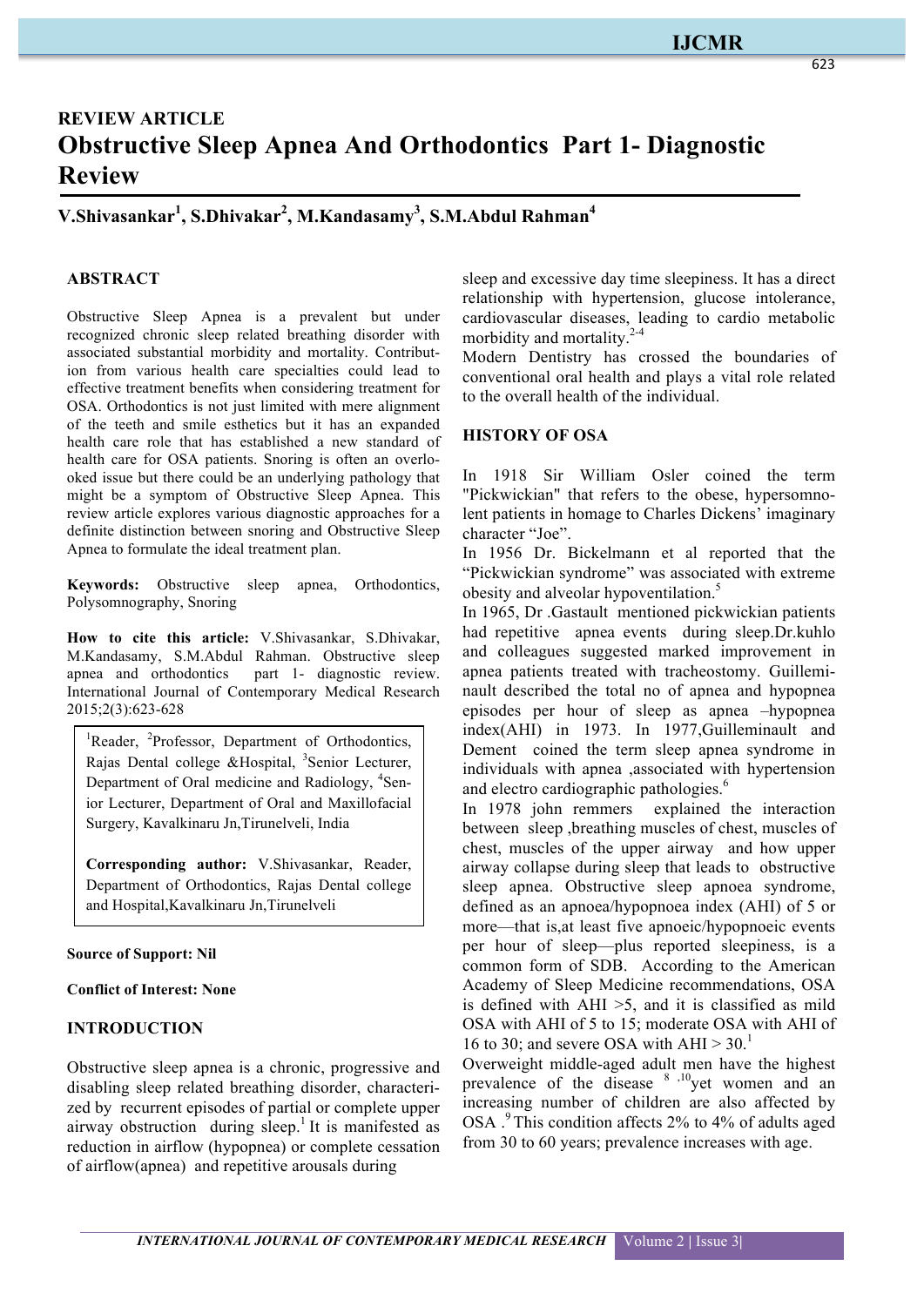## REVIEW ARTICLE

# Obstructive Sleep Apnea And Orthodontics Part 1- Diagnostic Review

**V.Shivasankar[1], S.Dhivakar[2], M.Kandasamy[3], S.M.Abdul Rahman[4]**

### ABSTRACT

Obstructive Sleep Apnea is a prevalent but under recognized chronic sleep related breathing disorder with associated substantial morbidity and mortality. Contribution from various health care specialties could lead to effective treatment benefits when considering treatment for OSA. Orthodontics is not just limited with mere alignment of the teeth and smile esthetics but it has an expanded health care role that has established a new standard of health care for OSA patients. Snoring is often an overlooked issue but there could be an underlying pathology that might be a symptom of Obstructive Sleep Apnea. This review article explores various diagnostic approaches for a definite distinction between snoring and Obstructive Sleep Apnea to formulate the ideal treatment plan.

**Keywords:** Obstructive sleep apnea, Orthodontics, Polysomnography, Snoring

**How to cite this article:** V.Shivasankar, S.Dhivakar, M.Kandasamy, S.M.Abdul Rahman. Obstructive sleep apnea and orthodontics part 1- diagnostic review. International Journal of Contemporary Medical Research 2015;2(3):623-628

[1]Reader, [2]Professor, Department of Orthodontics, Rajas Dental college &Hospital, [3]Senior Lecturer, Department of Oral medicine and Radiology, [4]Senior Lecturer, Department of Oral and Maxillofacial Surgery, Kavalkinaru Jn,Tirunelveli, India

**Corresponding author:** V.Shivasankar, Reader, Department of Orthodontics, Rajas Dental college and Hospital,Kavalkinaru Jn,Tirunelveli

**Source of Support: Nil**

**Conflict of Interest: None**

### INTRODUCTION

Obstructive sleep apnea is a chronic, progressive and disabling sleep related breathing disorder, characterized by recurrent episodes of partial or complete upper airway obstruction during sleep.[1] It is manifested as reduction in airflow (hypopnea) or complete cessation of airflow(apnea) and repetitive arousals during sleep and excessive day time sleepiness. It has a direct relationship with hypertension, glucose intolerance, cardiovascular diseases, leading to cardio metabolic morbidity and mortality.[2-4]

Modern Dentistry has crossed the boundaries of conventional oral health and plays a vital role related to the overall health of the individual.

### HISTORY OF OSA

In 1918 Sir William Osler coined the term "Pickwickian" that refers to the obese, hypersomnolent patients in homage to Charles Dickens' imaginary character "Joe".

In 1956 Dr. Bickelmann et al reported that the "Pickwickian syndrome" was associated with extreme obesity and alveolar hypoventilation.[5]

In 1965, Dr .Gastault mentioned pickwickian patients had repetitive apnea events during sleep.Dr.kuhlo and colleagues suggested marked improvement in apnea patients treated with tracheostomy. Guilleminault described the total no of apnea and hypopnea episodes per hour of sleep as apnea –hypopnea index(AHI) in 1973. In 1977,Guilleminault and Dement coined the term sleep apnea syndrome in individuals with apnea ,associated with hypertension and electro cardiographic pathologies.[6]

In 1978 john remmers explained the interaction between sleep ,breathing muscles of chest, muscles of chest, muscles of the upper airway and how upper airway collapse during sleep that leads to obstructive sleep apnea. Obstructive sleep apnoea syndrome, defined as an apnoea/hypopnoea index (AHI) of 5 or more—that is,at least five apnoeic/hypopnoeic events per hour of sleep—plus reported sleepiness, is a common form of SDB. According to the American Academy of Sleep Medicine recommendations, OSA is defined with AHI >5, and it is classified as mild OSA with AHI of 5 to 15; moderate OSA with AHI of 16 to 30; and severe OSA with AHI > 30.[1]

Overweight middle-aged adult men have the highest prevalence of the disease [8,10]yet women and an increasing number of children are also affected by OSA .[9] This condition affects 2% to 4% of adults aged from 30 to 60 years; prevalence increases with age.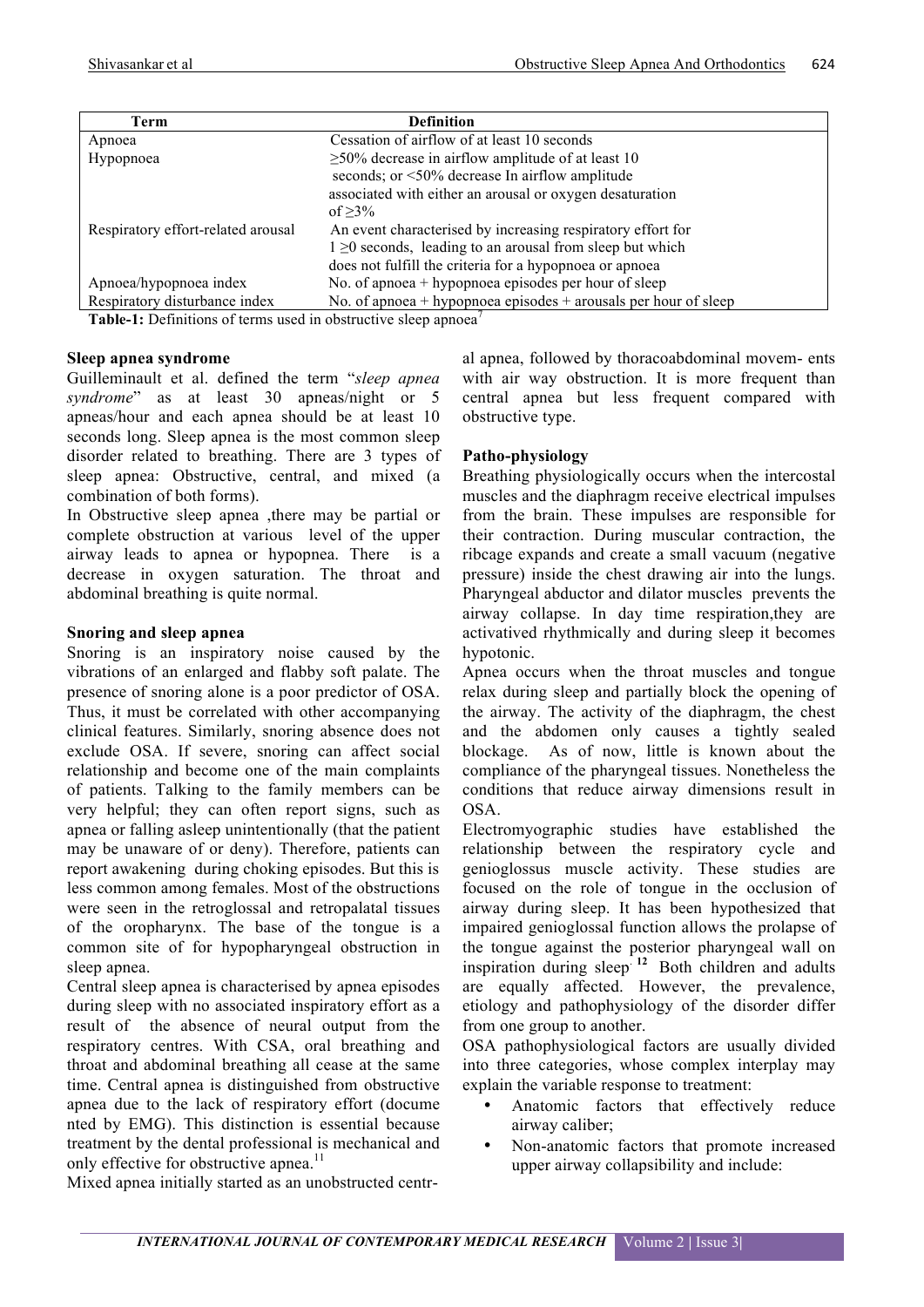| Term | Definition |
|---|---|
| Apnoea | Cessation of airflow of at least 10 seconds |
| Hypopnoea | ≥50% decrease in airflow amplitude of at least 10 seconds; or <50% decrease In airflow amplitude associated with either an arousal or oxygen desaturation of ≥3% |
| Respiratory effort-related arousal | An event characterised by increasing respiratory effort for 1 ≥0 seconds, leading to an arousal from sleep but which does not fulfill the criteria for a hypopnoea or apnoea |
| Apnoea/hypopnoea index | No. of apnoea + hypopnoea episodes per hour of sleep |
| Respiratory disturbance index | No. of apnoea + hypopnoea episodes + arousals per hour of sleep |

**Table-1:** Definitions of terms used in obstructive sleep apnoea[7]

**Sleep apnea syndrome**

Guilleminault et al. defined the term "*sleep apnea syndrome*" as at least 30 apneas/night or 5 apneas/hour and each apnea should be at least 10 seconds long. Sleep apnea is the most common sleep disorder related to breathing. There are 3 types of sleep apnea: Obstructive, central, and mixed (a combination of both forms).

In Obstructive sleep apnea ,there may be partial or complete obstruction at various level of the upper airway leads to apnea or hypopnea. There is a decrease in oxygen saturation. The throat and abdominal breathing is quite normal.

**Snoring and sleep apnea**

Snoring is an inspiratory noise caused by the vibrations of an enlarged and flabby soft palate. The presence of snoring alone is a poor predictor of OSA. Thus, it must be correlated with other accompanying clinical features. Similarly, snoring absence does not exclude OSA. If severe, snoring can affect social relationship and become one of the main complaints of patients. Talking to the family members can be very helpful; they can often report signs, such as apnea or falling asleep unintentionally (that the patient may be unaware of or deny). Therefore, patients can report awakening during choking episodes. But this is less common among females. Most of the obstructions were seen in the retroglossal and retropalatal tissues of the oropharynx. The base of the tongue is a common site of for hypopharyngeal obstruction in sleep apnea.

Central sleep apnea is characterised by apnea episodes during sleep with no associated inspiratory effort as a result of the absence of neural output from the respiratory centres. With CSA, oral breathing and throat and abdominal breathing all cease at the same time. Central apnea is distinguished from obstructive apnea due to the lack of respiratory effort (documented by EMG). This distinction is essential because treatment by the dental professional is mechanical and only effective for obstructive apnea.[11]

Mixed apnea initially started as an unobstructed central apnea, followed by thoracoabdominal movem- ents with air way obstruction. It is more frequent than central apnea but less frequent compared with obstructive type.

**Patho-physiology**

Breathing physiologically occurs when the intercostal muscles and the diaphragm receive electrical impulses from the brain. These impulses are responsible for their contraction. During muscular contraction, the ribcage expands and create a small vacuum (negative pressure) inside the chest drawing air into the lungs. Pharyngeal abductor and dilator muscles prevents the airway collapse. In day time respiration,they are activatived rhythmically and during sleep it becomes hypotonic.

Apnea occurs when the throat muscles and tongue relax during sleep and partially block the opening of the airway. The activity of the diaphragm, the chest and the abdomen only causes a tightly sealed blockage. As of now, little is known about the compliance of the pharyngeal tissues. Nonetheless the conditions that reduce airway dimensions result in OSA.

Electromyographic studies have established the relationship between the respiratory cycle and genioglossus muscle activity. These studies are focused on the role of tongue in the occlusion of airway during sleep. It has been hypothesized that impaired genioglossal function allows the prolapse of the tongue against the posterior pharyngeal wall on inspiration during sleep.[12] Both children and adults are equally affected. However, the prevalence, etiology and pathophysiology of the disorder differ from one group to another.

OSA pathophysiological factors are usually divided into three categories, whose complex interplay may explain the variable response to treatment:

- Anatomic factors that effectively reduce airway caliber;
- Non-anatomic factors that promote increased upper airway collapsibility and include: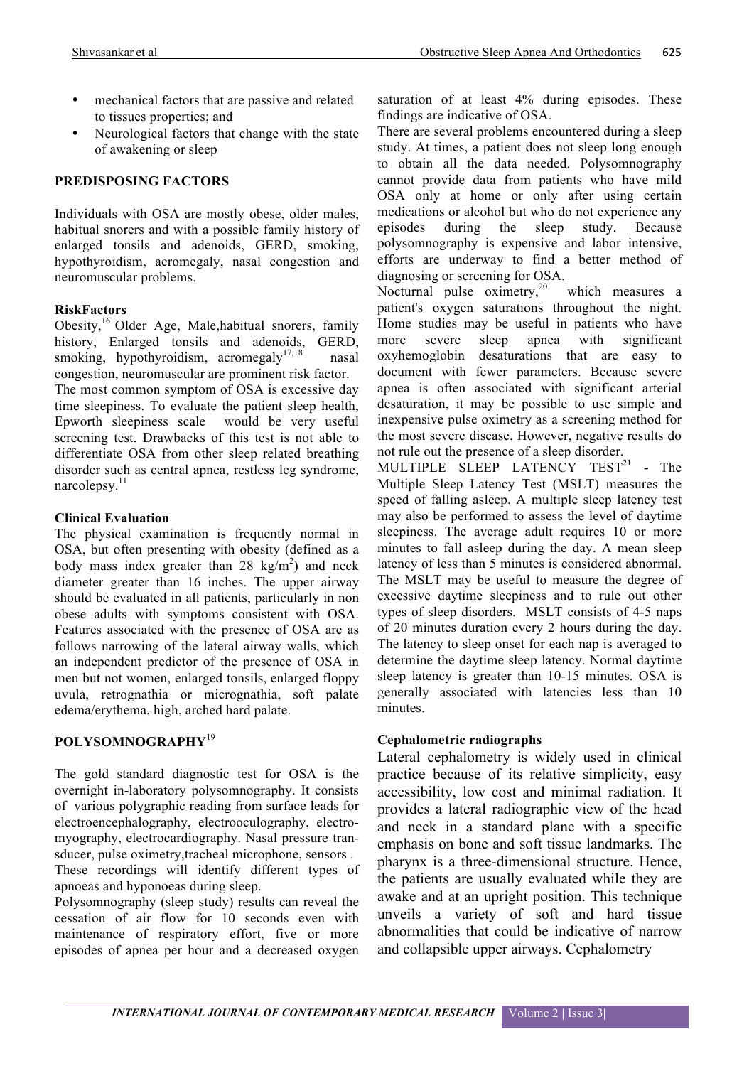- mechanical factors that are passive and related to tissues properties; and
- Neurological factors that change with the state of awakening or sleep

## PREDISPOSING FACTORS

Individuals with OSA are mostly obese, older males, habitual snorers and with a possible family history of enlarged tonsils and adenoids, GERD, smoking, hypothyroidism, acromegaly, nasal congestion and neuromuscular problems.

### RiskFactors

Obesity,[16] Older Age, Male,habitual snorers, family history, Enlarged tonsils and adenoids, GERD, smoking, hypothyroidism, acromegaly[17,18] nasal congestion, neuromuscular are prominent risk factor.

The most common symptom of OSA is excessive day time sleepiness. To evaluate the patient sleep health, Epworth sleepiness scale would be very useful screening test. Drawbacks of this test is not able to differentiate OSA from other sleep related breathing disorder such as central apnea, restless leg syndrome, narcolepsy.[11]

### Clinical Evaluation

The physical examination is frequently normal in OSA, but often presenting with obesity (defined as a body mass index greater than 28 $kg/m^2$) and neck diameter greater than 16 inches. The upper airway should be evaluated in all patients, particularly in non obese adults with symptoms consistent with OSA. Features associated with the presence of OSA are as follows narrowing of the lateral airway walls, which an independent predictor of the presence of OSA in men but not women, enlarged tonsils, enlarged floppy uvula, retrognathia or micrognathia, soft palate edema/erythema, high, arched hard palate.

## POLYSOMNOGRAPHY[19]

The gold standard diagnostic test for OSA is the overnight in-laboratory polysomnography. It consists of various polygraphic reading from surface leads for electroencephalography, electrooculography, electromyography, electrocardiography. Nasal pressure transducer, pulse oximetry,tracheal microphone, sensors .

These recordings will identify different types of apnoeas and hyponoeas during sleep.

Polysomnography (sleep study) results can reveal the cessation of air flow for 10 seconds even with maintenance of respiratory effort, five or more episodes of apnea per hour and a decreased oxygen saturation of at least 4% during episodes. These findings are indicative of OSA.

There are several problems encountered during a sleep study. At times, a patient does not sleep long enough to obtain all the data needed. Polysomnography cannot provide data from patients who have mild OSA only at home or only after using certain medications or alcohol but who do not experience any episodes during the sleep study. Because polysomnography is expensive and labor intensive, efforts are underway to find a better method of diagnosing or screening for OSA.

Nocturnal pulse oximetry,[20] which measures a patient's oxygen saturations throughout the night. Home studies may be useful in patients who have more severe sleep apnea with significant oxyhemoglobin desaturations that are easy to document with fewer parameters. Because severe apnea is often associated with significant arterial desaturation, it may be possible to use simple and inexpensive pulse oximetry as a screening method for the most severe disease. However, negative results do not rule out the presence of a sleep disorder.

MULTIPLE SLEEP LATENCY TEST[21] - The Multiple Sleep Latency Test (MSLT) measures the speed of falling asleep. A multiple sleep latency test may also be performed to assess the level of daytime sleepiness. The average adult requires 10 or more minutes to fall asleep during the day. A mean sleep latency of less than 5 minutes is considered abnormal. The MSLT may be useful to measure the degree of excessive daytime sleepiness and to rule out other types of sleep disorders. MSLT consists of 4-5 naps of 20 minutes duration every 2 hours during the day. The latency to sleep onset for each nap is averaged to determine the daytime sleep latency. Normal daytime sleep latency is greater than 10-15 minutes. OSA is generally associated with latencies less than 10 minutes.

### Cephalometric radiographs

Lateral cephalometry is widely used in clinical practice because of its relative simplicity, easy accessibility, low cost and minimal radiation. It provides a lateral radiographic view of the head and neck in a standard plane with a specific emphasis on bone and soft tissue landmarks. The pharynx is a three-dimensional structure. Hence, the patients are usually evaluated while they are awake and at an upright position. This technique unveils a variety of soft and hard tissue abnormalities that could be indicative of narrow and collapsible upper airways. Cephalometry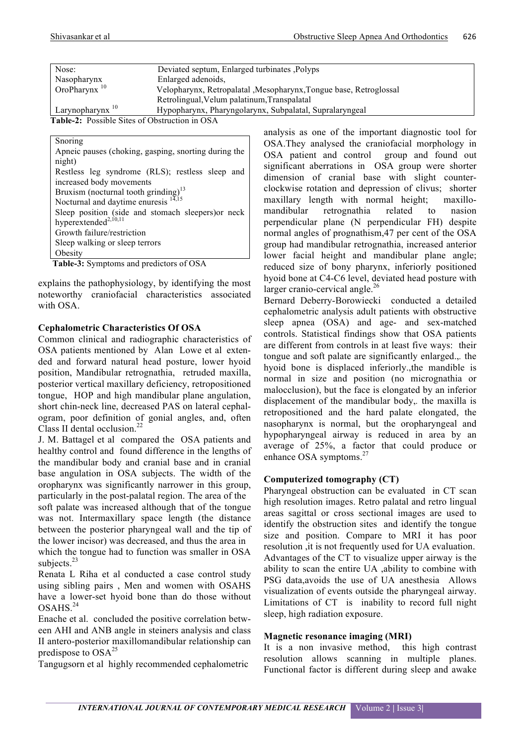| Nose: | Deviated septum, Enlarged turbinates ,Polyps |
|---|---|
| Nasopharynx | Enlarged adenoids, |
| OroPharynx [10] | Velopharynx, Retropalatal ,Mesopharynx,Tongue base, Retroglossal Retrolingual,Velum palatinum,Transpalatal |
| Larynopharynx [10] | Hypopharynx, Pharyngolarynx, Subpalatal, Supralaryngeal |

**Table-2:** Possible Sites of Obstruction in OSA

| Snoring |
|---|
| Apneic pauses (choking, gasping, snorting during the night) |
| Restless leg syndrome (RLS); restless sleep and increased body movements |
| Bruxism (nocturnal tooth grinding)[13] |
| Nocturnal and daytime enuresis [14,15] |
| Sleep position (side and stomach sleepers)or neck hyperextended[2,10,11] |
| Growth failure/restriction |
| Sleep walking or sleep terrors |
| Obesity |

**Table-3:** Symptoms and predictors of OSA

explains the pathophysiology, by identifying the most noteworthy craniofacial characteristics associated with OSA.

**Cephalometric Characteristics Of OSA**

Common clinical and radiographic characteristics of OSA patients mentioned by Alan Lowe et al extended and forward natural head posture, lower hyoid position, Mandibular retrognathia, retruded maxilla, posterior vertical maxillary deficiency, retropositioned tongue, HOP and high mandibular plane angulation, short chin-neck line, decreased PAS on lateral cephalogram, poor definition of gonial angles, and, often Class II dental occlusion.[22]

J. M. Battagel et al compared the OSA patients and healthy control and found difference in the lengths of the mandibular body and cranial base and in cranial base angulation in OSA subjects. The width of the oropharynx was significantly narrower in this group, particularly in the post-palatal region. The area of the soft palate was increased although that of the tongue was not. Intermaxillary space length (the distance between the posterior pharyngeal wall and the tip of the lower incisor) was decreased, and thus the area in which the tongue had to function was smaller in OSA subjects.[23]

Renata L Riha et al conducted a case control study using sibling pairs , Men and women with OSAHS have a lower-set hyoid bone than do those without OSAHS.[24]

Enache et al. concluded the positive correlation between AHI and ANB angle in steiners analysis and class II antero-posterior maxillomandibular relationship can predispose to OSA[25]

Tangugsorn et al highly recommended cephalometric analysis as one of the important diagnostic tool for OSA.They analysed the craniofacial morphology in OSA patient and control group and found out significant aberrations in OSA group were shorter dimension of cranial base with slight counter-clockwise rotation and depression of clivus; shorter maxillary length with normal height; maxillo-mandibular retrognathia related to nasion perpendicular plane (N perpendicular FH) despite normal angles of prognathism,47 per cent of the OSA group had mandibular retrognathia, increased anterior lower facial height and mandibular plane angle; reduced size of bony pharynx, inferiorly positioned hyoid bone at C4-C6 level, deviated head posture with larger cranio-cervical angle.[26]

Bernard Deberry-Borowiecki conducted a detailed cephalometric analysis adult patients with obstructive sleep apnea (OSA) and age- and sex-matched controls. Statistical findings show that OSA patients are different from controls in at least five ways: their tongue and soft palate are significantly enlarged.,. the hyoid bone is displaced inferiorly.,the mandible is normal in size and position (no micrognathia or malocclusion), but the face is elongated by an inferior displacement of the mandibular body,. the maxilla is retropositioned and the hard palate elongated, the nasopharynx is normal, but the oropharyngeal and hypopharyngeal airway is reduced in area by an average of 25%, a factor that could produce or enhance OSA symptoms.[27]

**Computerized tomography (CT)**

Pharyngeal obstruction can be evaluated in CT scan high resolution images. Retro palatal and retro lingual areas sagittal or cross sectional images are used to identify the obstruction sites and identify the tongue size and position. Compare to MRI it has poor resolution ,it is not frequently used for UA evaluation. Advantages of the CT to visualize upper airway is the ability to scan the entire UA ,ability to combine with PSG data,avoids the use of UA anesthesia Allows visualization of events outside the pharyngeal airway. Limitations of CT is inability to record full night sleep, high radiation exposure.

**Magnetic resonance imaging (MRI)**

It is a non invasive method, this high contrast resolution allows scanning in multiple planes. Functional factor is different during sleep and awake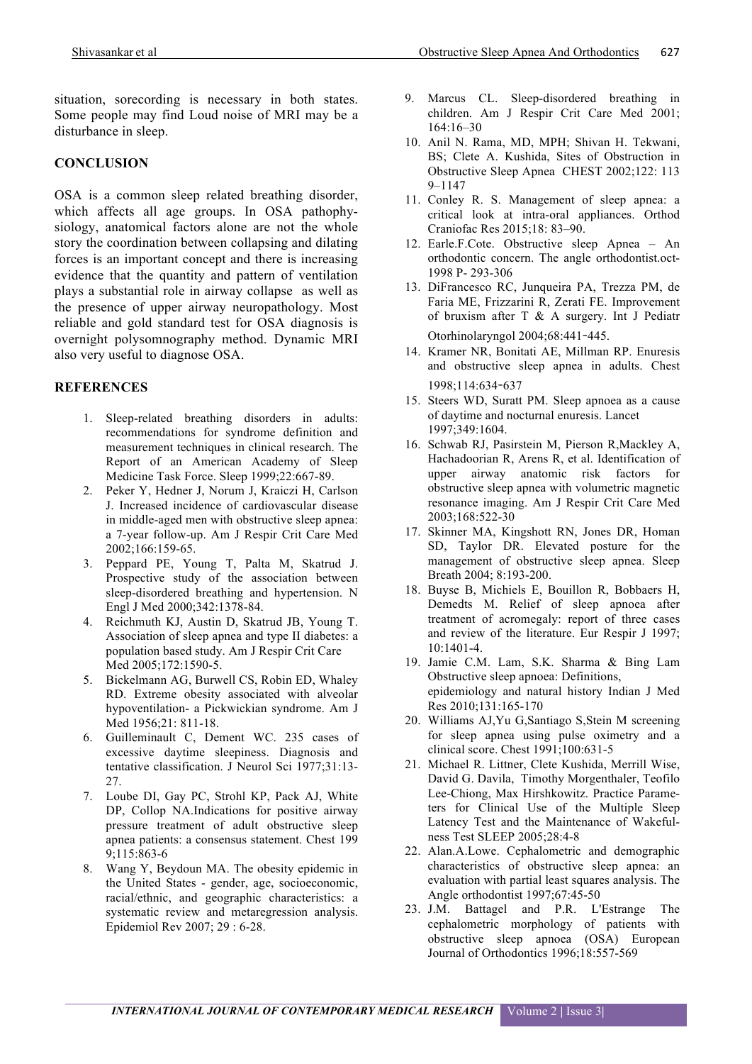situation, sorecording is necessary in both states. Some people may find Loud noise of MRI may be a disturbance in sleep.

## CONCLUSION

OSA is a common sleep related breathing disorder, which affects all age groups. In OSA pathophysiology, anatomical factors alone are not the whole story the coordination between collapsing and dilating forces is an important concept and there is increasing evidence that the quantity and pattern of ventilation plays a substantial role in airway collapse as well as the presence of upper airway neuropathology. Most reliable and gold standard test for OSA diagnosis is overnight polysomnography method. Dynamic MRI also very useful to diagnose OSA.

## REFERENCES

1. Sleep-related breathing disorders in adults: recommendations for syndrome definition and measurement techniques in clinical research. The Report of an American Academy of Sleep Medicine Task Force. Sleep 1999;22:667-89.
2. Peker Y, Hedner J, Norum J, Kraiczi H, Carlson J. Increased incidence of cardiovascular disease in middle-aged men with obstructive sleep apnea: a 7-year follow-up. Am J Respir Crit Care Med 2002;166:159-65.
3. Peppard PE, Young T, Palta M, Skatrud J. Prospective study of the association between sleep-disordered breathing and hypertension. N Engl J Med 2000;342:1378-84.
4. Reichmuth KJ, Austin D, Skatrud JB, Young T. Association of sleep apnea and type II diabetes: a population based study. Am J Respir Crit Care Med 2005;172:1590-5.
5. Bickelmann AG, Burwell CS, Robin ED, Whaley RD. Extreme obesity associated with alveolar hypoventilation- a Pickwickian syndrome. Am J Med 1956;21: 811-18.
6. Guilleminault C, Dement WC. 235 cases of excessive daytime sleepiness. Diagnosis and tentative classification. J Neurol Sci 1977;31:13-27.
7. Loube DI, Gay PC, Strohl KP, Pack AJ, White DP, Collop NA.Indications for positive airway pressure treatment of adult obstructive sleep apnea patients: a consensus statement. Chest 199 9;115:863-6
8. Wang Y, Beydoun MA. The obesity epidemic in the United States - gender, age, socioeconomic, racial/ethnic, and geographic characteristics: a systematic review and metaregression analysis. Epidemiol Rev 2007; 29 : 6-28.
9. Marcus CL. Sleep-disordered breathing in children. Am J Respir Crit Care Med 2001; 164:16–30
10. Anil N. Rama, MD, MPH; Shivan H. Tekwani, BS; Clete A. Kushida, Sites of Obstruction in Obstructive Sleep Apnea CHEST 2002;122: 113 9–1147
11. Conley R. S. Management of sleep apnea: a critical look at intra-oral appliances. Orthod Craniofac Res 2015;18: 83–90.
12. Earle.F.Cote. Obstructive sleep Apnea – An orthodontic concern. The angle orthodontist.oct-1998 P- 293-306
13. DiFrancesco RC, Junqueira PA, Trezza PM, de Faria ME, Frizzarini R, Zerati FE. Improvement of bruxism after T & A surgery. Int J Pediatr Otorhinolaryngol 2004;68:441-445.
14. Kramer NR, Bonitati AE, Millman RP. Enuresis and obstructive sleep apnea in adults. Chest 1998;114:634-637
15. Steers WD, Suratt PM. Sleep apnoea as a cause of daytime and nocturnal enuresis. Lancet 1997;349:1604.
16. Schwab RJ, Pasirstein M, Pierson R,Mackley A, Hachadoorian R, Arens R, et al. Identification of upper airway anatomic risk factors for obstructive sleep apnea with volumetric magnetic resonance imaging. Am J Respir Crit Care Med 2003;168:522-30
17. Skinner MA, Kingshott RN, Jones DR, Homan SD, Taylor DR. Elevated posture for the management of obstructive sleep apnea. Sleep Breath 2004; 8:193-200.
18. Buyse B, Michiels E, Bouillon R, Bobbaers H, Demedts M. Relief of sleep apnoea after treatment of acromegaly: report of three cases and review of the literature. Eur Respir J 1997; 10:1401-4.
19. Jamie C.M. Lam, S.K. Sharma & Bing Lam Obstructive sleep apnoea: Definitions, epidemiology and natural history Indian J Med Res 2010;131:165-170
20. Williams AJ,Yu G,Santiago S,Stein M screening for sleep apnea using pulse oximetry and a clinical score. Chest 1991;100:631-5
21. Michael R. Littner, Clete Kushida, Merrill Wise, David G. Davila, Timothy Morgenthaler, Teofilo Lee-Chiong, Max Hirshkowitz. Practice Parameters for Clinical Use of the Multiple Sleep Latency Test and the Maintenance of Wakefulness Test SLEEP 2005;28:4-8
22. Alan.A.Lowe. Cephalometric and demographic characteristics of obstructive sleep apnea: an evaluation with partial least squares analysis. The Angle orthodontist 1997;67:45-50
23. J.M. Battagel and P.R. L'Estrange The cephalometric morphology of patients with obstructive sleep apnoea (OSA) European Journal of Orthodontics 1996;18:557-569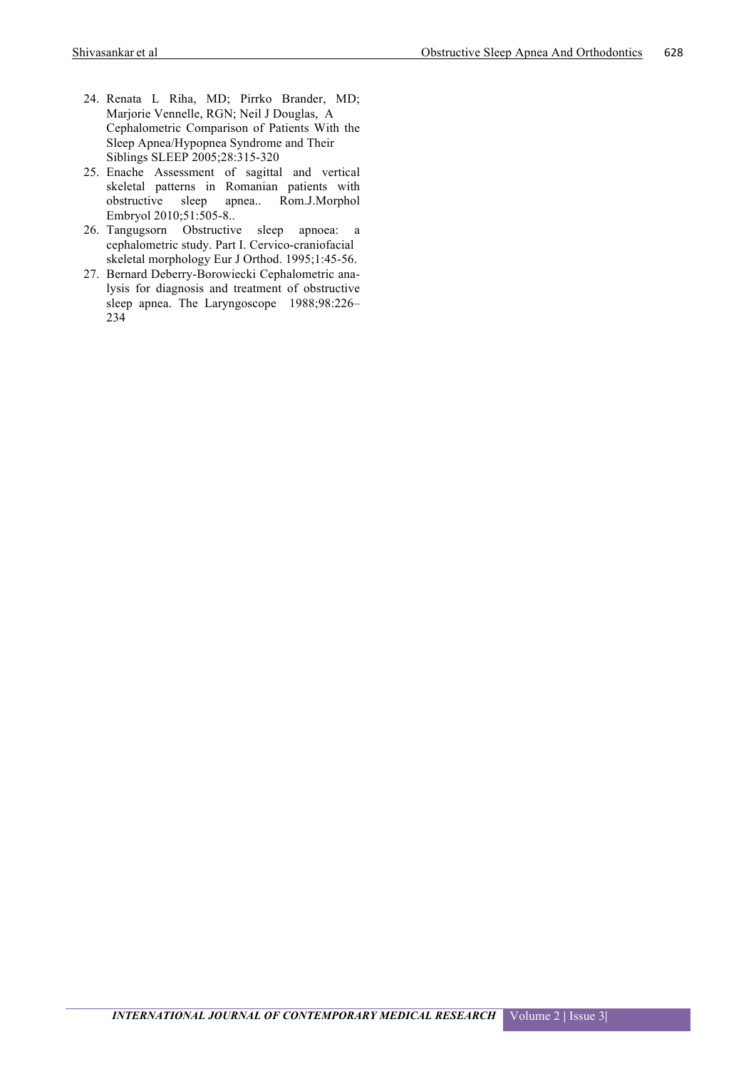24. Renata L Riha, MD; Pirrko Brander, MD; Marjorie Vennelle, RGN; Neil J Douglas, A Cephalometric Comparison of Patients With the Sleep Apnea/Hypopnea Syndrome and Their Siblings SLEEP 2005;28:315-320
25. Enache Assessment of sagittal and vertical skeletal patterns in Romanian patients with obstructive sleep apnea.. Rom.J.Morphol Embryol 2010;51:505-8..
26. Tangugsorn Obstructive sleep apnoea: a cephalometric study. Part I. Cervico-craniofacial skeletal morphology Eur J Orthod. 1995;1:45-56.
27. Bernard Deberry-Borowiecki Cephalometric analysis for diagnosis and treatment of obstructive sleep apnea. The Laryngoscope 1988;98:226–234